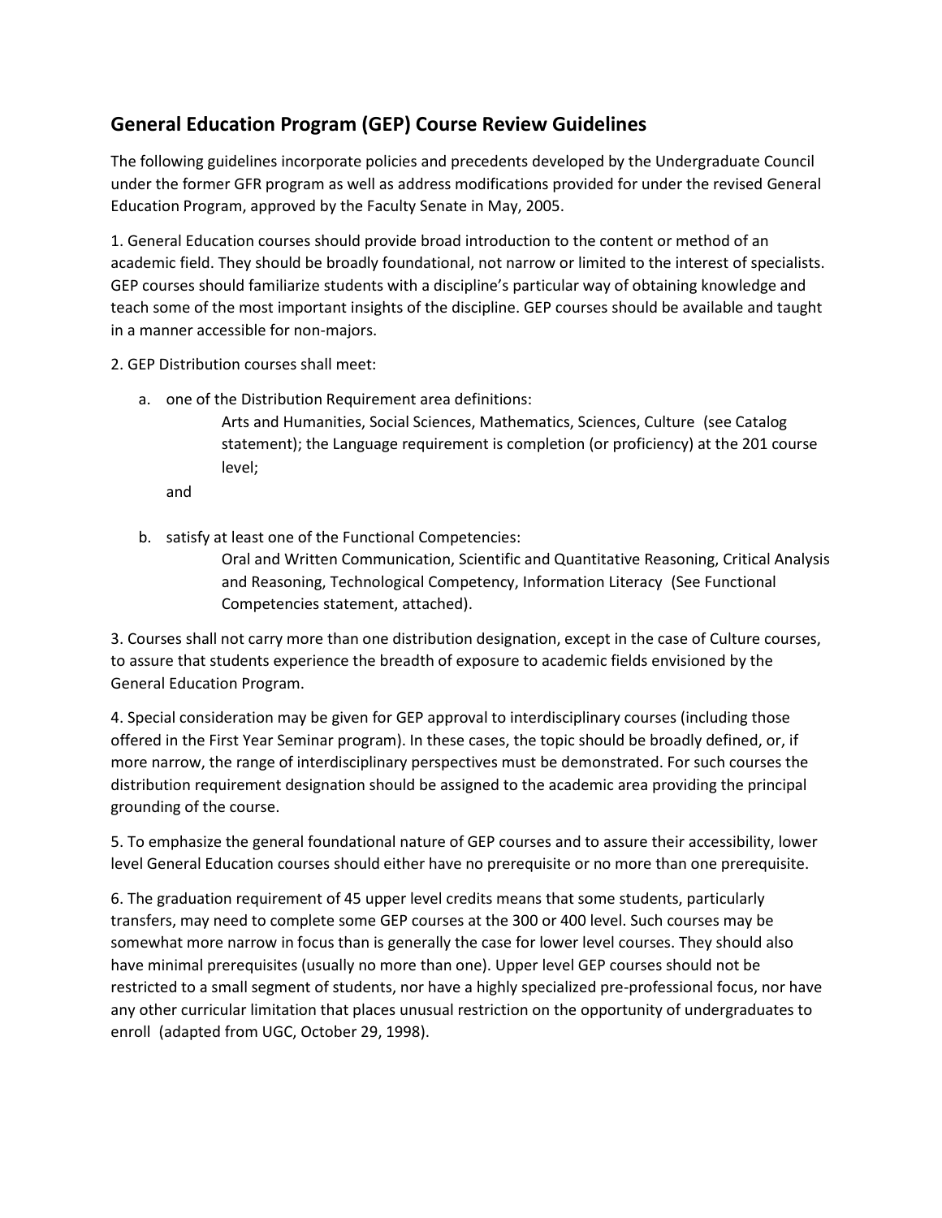## General Education Program (GEP) Course Review Guidelines

The following guidelines incorporate policies and precedents developed by the Undergraduate Council under the former GFR program as well as address modifications provided for under the revised General Education Program, approved by the Faculty Senate in May, 2005.

1. General Education courses should provide broad introduction to the content or method of an academic field. They should be broadly foundational, not narrow or limited to the interest of specialists. GEP courses should familiarize students with a discipline's particular way of obtaining knowledge and teach some of the most important insights of the discipline. GEP courses should be available and taught in a manner accessible for non-majors.

2. GEP Distribution courses shall meet:

   a. one of the Distribution Requirement area definitions:
      Arts and Humanities, Social Sciences, Mathematics, Sciences, Culture (see Catalog statement); the Language requirement is completion (or proficiency) at the 201 course level;

   and

   b. satisfy at least one of the Functional Competencies:
      Oral and Written Communication, Scientific and Quantitative Reasoning, Critical Analysis and Reasoning, Technological Competency, Information Literacy (See Functional Competencies statement, attached).

3. Courses shall not carry more than one distribution designation, except in the case of Culture courses, to assure that students experience the breadth of exposure to academic fields envisioned by the General Education Program.

4. Special consideration may be given for GEP approval to interdisciplinary courses (including those offered in the First Year Seminar program). In these cases, the topic should be broadly defined, or, if more narrow, the range of interdisciplinary perspectives must be demonstrated. For such courses the distribution requirement designation should be assigned to the academic area providing the principal grounding of the course.

5. To emphasize the general foundational nature of GEP courses and to assure their accessibility, lower level General Education courses should either have no prerequisite or no more than one prerequisite.

6. The graduation requirement of 45 upper level credits means that some students, particularly transfers, may need to complete some GEP courses at the 300 or 400 level. Such courses may be somewhat more narrow in focus than is generally the case for lower level courses. They should also have minimal prerequisites (usually no more than one). Upper level GEP courses should not be restricted to a small segment of students, nor have a highly specialized pre-professional focus, nor have any other curricular limitation that places unusual restriction on the opportunity of undergraduates to enroll (adapted from UGC, October 29, 1998).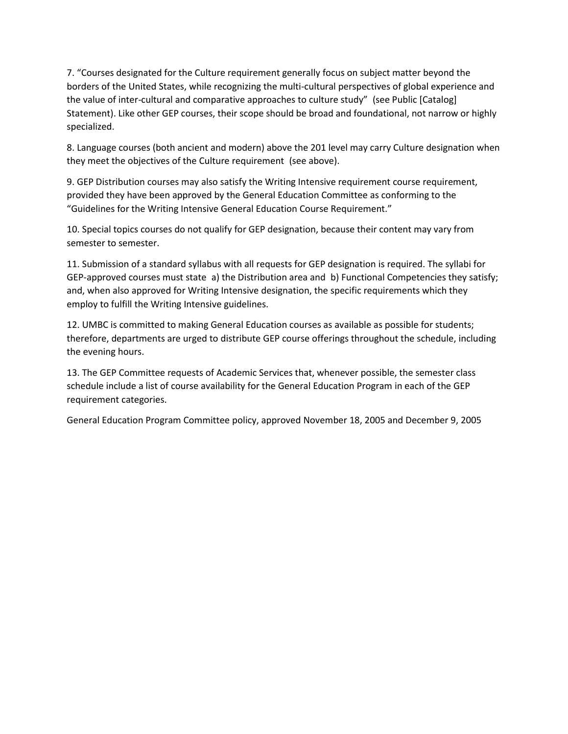7. "Courses designated for the Culture requirement generally focus on subject matter beyond the borders of the United States, while recognizing the multi-cultural perspectives of global experience and the value of inter-cultural and comparative approaches to culture study" (see Public [Catalog] Statement). Like other GEP courses, their scope should be broad and foundational, not narrow or highly specialized.

8. Language courses (both ancient and modern) above the 201 level may carry Culture designation when they meet the objectives of the Culture requirement (see above).

9. GEP Distribution courses may also satisfy the Writing Intensive requirement course requirement, provided they have been approved by the General Education Committee as conforming to the "Guidelines for the Writing Intensive General Education Course Requirement."

10. Special topics courses do not qualify for GEP designation, because their content may vary from semester to semester.

11. Submission of a standard syllabus with all requests for GEP designation is required. The syllabi for GEP-approved courses must state a) the Distribution area and b) Functional Competencies they satisfy; and, when also approved for Writing Intensive designation, the specific requirements which they employ to fulfill the Writing Intensive guidelines.

12. UMBC is committed to making General Education courses as available as possible for students; therefore, departments are urged to distribute GEP course offerings throughout the schedule, including the evening hours.

13. The GEP Committee requests of Academic Services that, whenever possible, the semester class schedule include a list of course availability for the General Education Program in each of the GEP requirement categories.

General Education Program Committee policy, approved November 18, 2005 and December 9, 2005